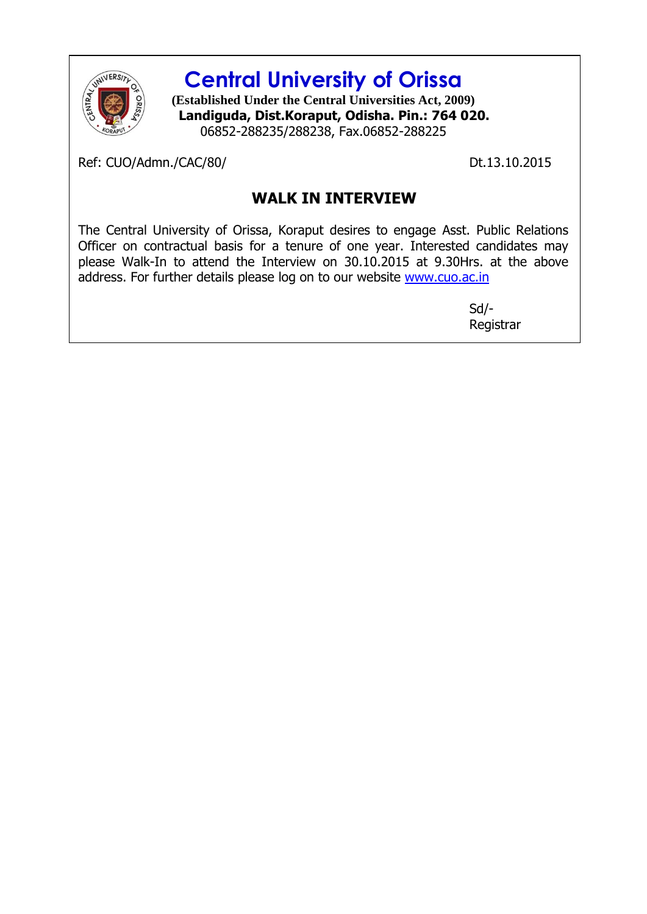# Central University of Orissa

**(Established Under the Central Universities Act, 2009)**
**Landiguda, Dist.Koraput, Odisha. Pin.: 764 020.**
06852-288235/288238, Fax.06852-288225

Ref: CUO/Admn./CAC/80/ Dt.13.10.2015

## WALK IN INTERVIEW

The Central University of Orissa, Koraput desires to engage Asst. Public Relations Officer on contractual basis for a tenure of one year. Interested candidates may please Walk-In to attend the Interview on 30.10.2015 at 9.30Hrs. at the above address. For further details please log on to our website www.cuo.ac.in

Sd/-
Registrar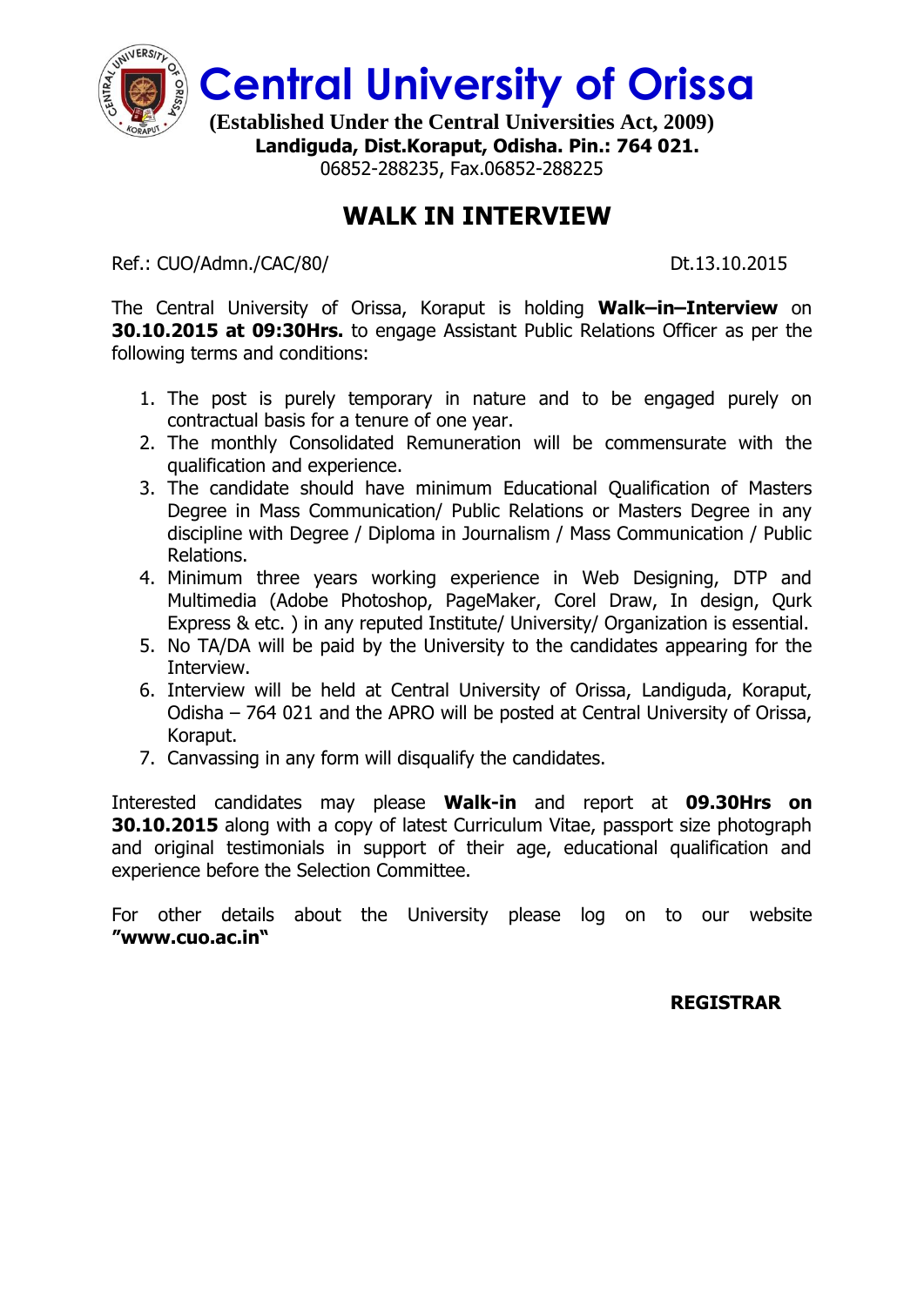# Central University of Orissa

**(Established Under the Central Universities Act, 2009)**
**Landiguda, Dist.Koraput, Odisha. Pin.: 764 021.**
06852-288235, Fax.06852-288225

## WALK IN INTERVIEW

Ref.: CUO/Admn./CAC/80/ Dt.13.10.2015

The Central University of Orissa, Koraput is holding **Walk–in–Interview** on **30.10.2015 at 09:30Hrs.** to engage Assistant Public Relations Officer as per the following terms and conditions:

1. The post is purely temporary in nature and to be engaged purely on contractual basis for a tenure of one year.
2. The monthly Consolidated Remuneration will be commensurate with the qualification and experience.
3. The candidate should have minimum Educational Qualification of Masters Degree in Mass Communication/ Public Relations or Masters Degree in any discipline with Degree / Diploma in Journalism / Mass Communication / Public Relations.
4. Minimum three years working experience in Web Designing, DTP and Multimedia (Adobe Photoshop, PageMaker, Corel Draw, In design, Qurk Express & etc. ) in any reputed Institute/ University/ Organization is essential.
5. No TA/DA will be paid by the University to the candidates appearing for the Interview.
6. Interview will be held at Central University of Orissa, Landiguda, Koraput, Odisha – 764 021 and the APRO will be posted at Central University of Orissa, Koraput.
7. Canvassing in any form will disqualify the candidates.

Interested candidates may please **Walk-in** and report at **09.30Hrs on 30.10.2015** along with a copy of latest Curriculum Vitae, passport size photograph and original testimonials in support of their age, educational qualification and experience before the Selection Committee.

For other details about the University please log on to our website **"www.cuo.ac.in"**

**REGISTRAR**